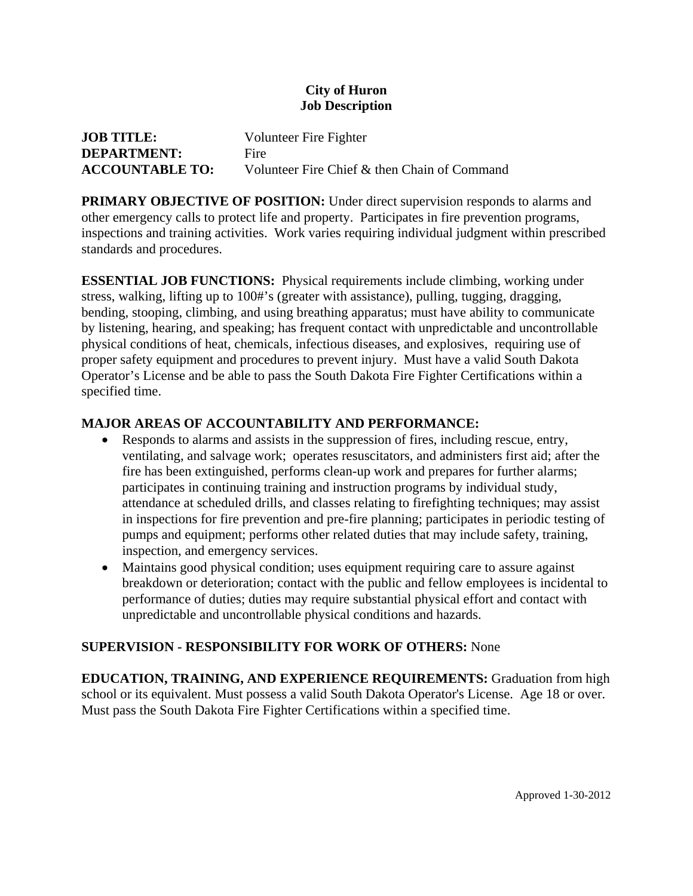**City of Huron**
**Job Description**

**JOB TITLE:** Volunteer Fire Fighter
**DEPARTMENT:** Fire
**ACCOUNTABLE TO:** Volunteer Fire Chief & then Chain of Command

**PRIMARY OBJECTIVE OF POSITION:** Under direct supervision responds to alarms and other emergency calls to protect life and property. Participates in fire prevention programs, inspections and training activities. Work varies requiring individual judgment within prescribed standards and procedures.

**ESSENTIAL JOB FUNCTIONS:** Physical requirements include climbing, working under stress, walking, lifting up to 100#'s (greater with assistance), pulling, tugging, dragging, bending, stooping, climbing, and using breathing apparatus; must have ability to communicate by listening, hearing, and speaking; has frequent contact with unpredictable and uncontrollable physical conditions of heat, chemicals, infectious diseases, and explosives, requiring use of proper safety equipment and procedures to prevent injury. Must have a valid South Dakota Operator's License and be able to pass the South Dakota Fire Fighter Certifications within a specified time.

**MAJOR AREAS OF ACCOUNTABILITY AND PERFORMANCE:**

- Responds to alarms and assists in the suppression of fires, including rescue, entry, ventilating, and salvage work; operates resuscitators, and administers first aid; after the fire has been extinguished, performs clean-up work and prepares for further alarms; participates in continuing training and instruction programs by individual study, attendance at scheduled drills, and classes relating to firefighting techniques; may assist in inspections for fire prevention and pre-fire planning; participates in periodic testing of pumps and equipment; performs other related duties that may include safety, training, inspection, and emergency services.
- Maintains good physical condition; uses equipment requiring care to assure against breakdown or deterioration; contact with the public and fellow employees is incidental to performance of duties; duties may require substantial physical effort and contact with unpredictable and uncontrollable physical conditions and hazards.

**SUPERVISION - RESPONSIBILITY FOR WORK OF OTHERS:** None

**EDUCATION, TRAINING, AND EXPERIENCE REQUIREMENTS:** Graduation from high school or its equivalent. Must possess a valid South Dakota Operator's License. Age 18 or over. Must pass the South Dakota Fire Fighter Certifications within a specified time.

Approved 1-30-2012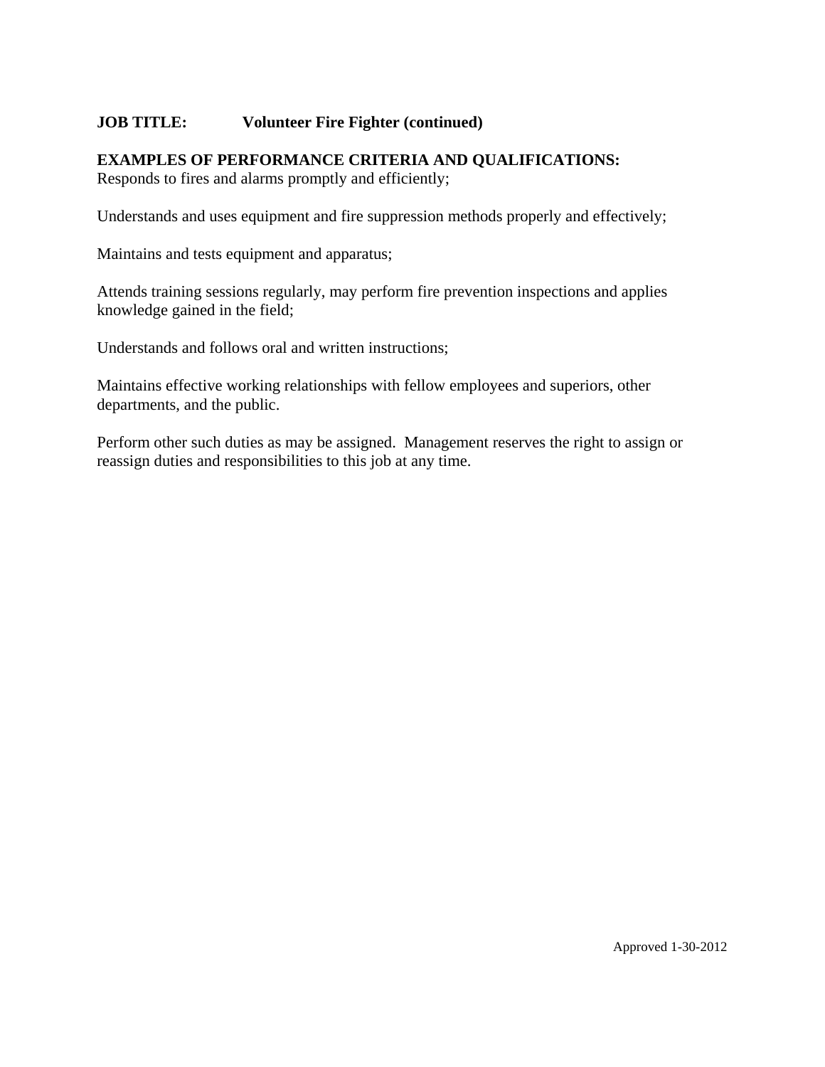**JOB TITLE: Volunteer Fire Fighter (continued)**

**EXAMPLES OF PERFORMANCE CRITERIA AND QUALIFICATIONS:**

Responds to fires and alarms promptly and efficiently;

Understands and uses equipment and fire suppression methods properly and effectively;

Maintains and tests equipment and apparatus;

Attends training sessions regularly, may perform fire prevention inspections and applies knowledge gained in the field;

Understands and follows oral and written instructions;

Maintains effective working relationships with fellow employees and superiors, other departments, and the public.

Perform other such duties as may be assigned. Management reserves the right to assign or reassign duties and responsibilities to this job at any time.

Approved 1-30-2012